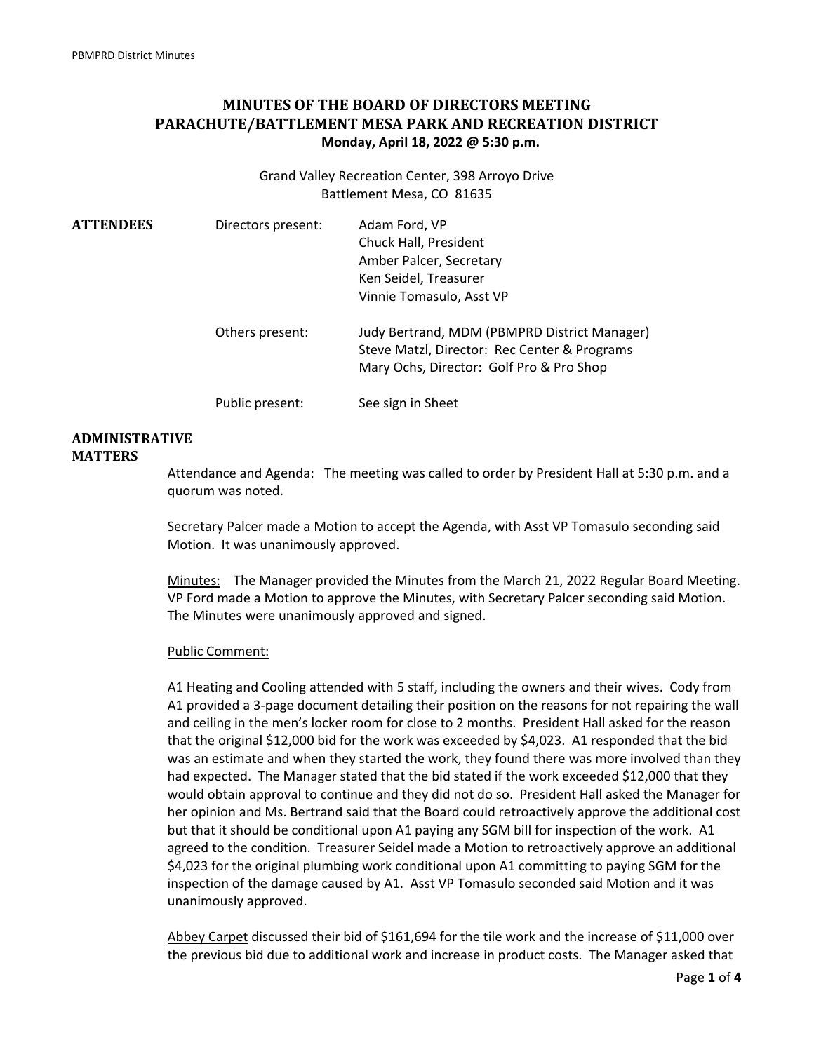# MINUTES OF THE BOARD OF DIRECTORS MEETING
# PARACHUTE/BATTLEMENT MESA PARK AND RECREATION DISTRICT
**Monday, April 18, 2022 @ 5:30 p.m.**

Grand Valley Recreation Center, 398 Arroyo Drive
Battlement Mesa, CO 81635

## ATTENDEES

Directors present:
- Adam Ford, VP
- Chuck Hall, President
- Amber Palcer, Secretary
- Ken Seidel, Treasurer
- Vinnie Tomasulo, Asst VP

Others present:
- Judy Bertrand, MDM (PBMPRD District Manager)
- Steve Matzl, Director: Rec Center & Programs
- Mary Ochs, Director: Golf Pro & Pro Shop

Public present: See sign in Sheet

## ADMINISTRATIVE MATTERS

Attendance and Agenda: The meeting was called to order by President Hall at 5:30 p.m. and a quorum was noted.

Secretary Palcer made a Motion to accept the Agenda, with Asst VP Tomasulo seconding said Motion. It was unanimously approved.

Minutes: The Manager provided the Minutes from the March 21, 2022 Regular Board Meeting. VP Ford made a Motion to approve the Minutes, with Secretary Palcer seconding said Motion. The Minutes were unanimously approved and signed.

Public Comment:

A1 Heating and Cooling attended with 5 staff, including the owners and their wives. Cody from A1 provided a 3-page document detailing their position on the reasons for not repairing the wall and ceiling in the men's locker room for close to 2 months. President Hall asked for the reason that the original $12,000 bid for the work was exceeded by $4,023. A1 responded that the bid was an estimate and when they started the work, they found there was more involved than they had expected. The Manager stated that the bid stated if the work exceeded $12,000 that they would obtain approval to continue and they did not do so. President Hall asked the Manager for her opinion and Ms. Bertrand said that the Board could retroactively approve the additional cost but that it should be conditional upon A1 paying any SGM bill for inspection of the work. A1 agreed to the condition. Treasurer Seidel made a Motion to retroactively approve an additional $4,023 for the original plumbing work conditional upon A1 committing to paying SGM for the inspection of the damage caused by A1. Asst VP Tomasulo seconded said Motion and it was unanimously approved.

Abbey Carpet discussed their bid of $161,694 for the tile work and the increase of $11,000 over the previous bid due to additional work and increase in product costs. The Manager asked that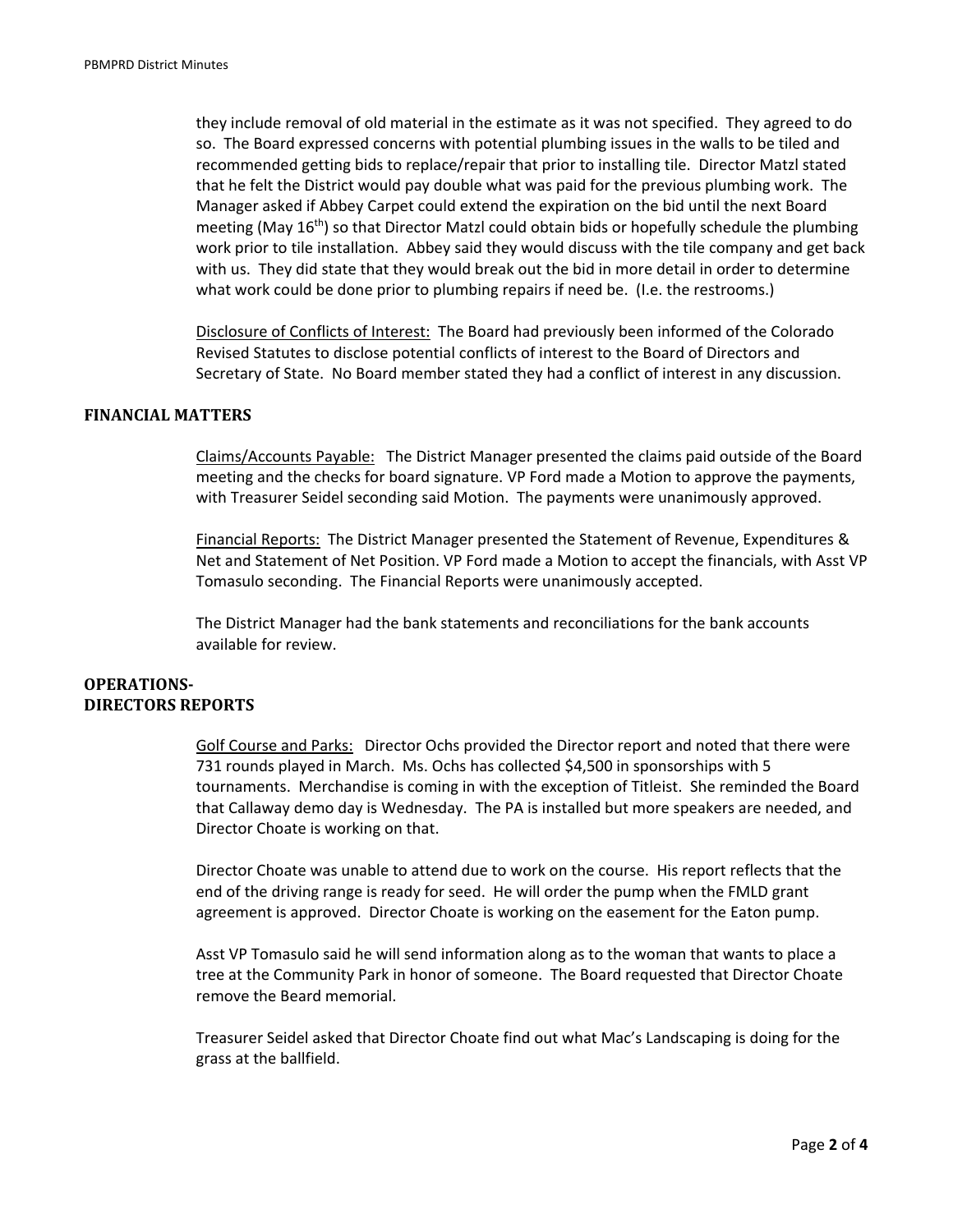they include removal of old material in the estimate as it was not specified. They agreed to do so. The Board expressed concerns with potential plumbing issues in the walls to be tiled and recommended getting bids to replace/repair that prior to installing tile. Director Matzl stated that he felt the District would pay double what was paid for the previous plumbing work. The Manager asked if Abbey Carpet could extend the expiration on the bid until the next Board meeting (May 16th) so that Director Matzl could obtain bids or hopefully schedule the plumbing work prior to tile installation. Abbey said they would discuss with the tile company and get back with us. They did state that they would break out the bid in more detail in order to determine what work could be done prior to plumbing repairs if need be. (I.e. the restrooms.)

Disclosure of Conflicts of Interest: The Board had previously been informed of the Colorado Revised Statutes to disclose potential conflicts of interest to the Board of Directors and Secretary of State. No Board member stated they had a conflict of interest in any discussion.

## FINANCIAL MATTERS

Claims/Accounts Payable: The District Manager presented the claims paid outside of the Board meeting and the checks for board signature. VP Ford made a Motion to approve the payments, with Treasurer Seidel seconding said Motion. The payments were unanimously approved.

Financial Reports: The District Manager presented the Statement of Revenue, Expenditures & Net and Statement of Net Position. VP Ford made a Motion to accept the financials, with Asst VP Tomasulo seconding. The Financial Reports were unanimously accepted.

The District Manager had the bank statements and reconciliations for the bank accounts available for review.

## OPERATIONS- DIRECTORS REPORTS

Golf Course and Parks: Director Ochs provided the Director report and noted that there were 731 rounds played in March. Ms. Ochs has collected $4,500 in sponsorships with 5 tournaments. Merchandise is coming in with the exception of Titleist. She reminded the Board that Callaway demo day is Wednesday. The PA is installed but more speakers are needed, and Director Choate is working on that.

Director Choate was unable to attend due to work on the course. His report reflects that the end of the driving range is ready for seed. He will order the pump when the FMLD grant agreement is approved. Director Choate is working on the easement for the Eaton pump.

Asst VP Tomasulo said he will send information along as to the woman that wants to place a tree at the Community Park in honor of someone. The Board requested that Director Choate remove the Beard memorial.

Treasurer Seidel asked that Director Choate find out what Mac's Landscaping is doing for the grass at the ballfield.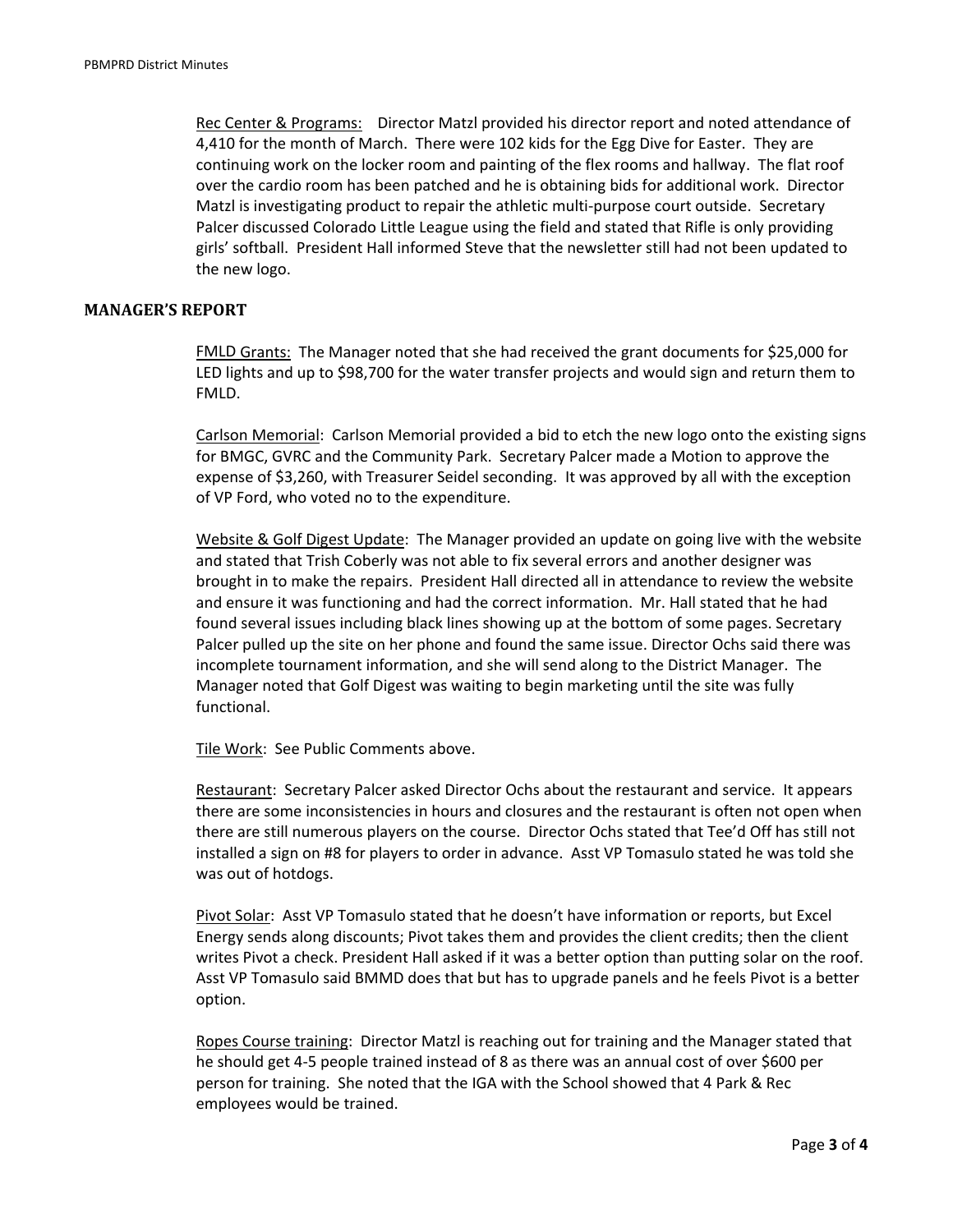Rec Center & Programs: Director Matzl provided his director report and noted attendance of 4,410 for the month of March. There were 102 kids for the Egg Dive for Easter. They are continuing work on the locker room and painting of the flex rooms and hallway. The flat roof over the cardio room has been patched and he is obtaining bids for additional work. Director Matzl is investigating product to repair the athletic multi-purpose court outside. Secretary Palcer discussed Colorado Little League using the field and stated that Rifle is only providing girls' softball. President Hall informed Steve that the newsletter still had not been updated to the new logo.

## MANAGER'S REPORT

FMLD Grants: The Manager noted that she had received the grant documents for $25,000 for LED lights and up to $98,700 for the water transfer projects and would sign and return them to FMLD.

Carlson Memorial: Carlson Memorial provided a bid to etch the new logo onto the existing signs for BMGC, GVRC and the Community Park. Secretary Palcer made a Motion to approve the expense of $3,260, with Treasurer Seidel seconding. It was approved by all with the exception of VP Ford, who voted no to the expenditure.

Website & Golf Digest Update: The Manager provided an update on going live with the website and stated that Trish Coberly was not able to fix several errors and another designer was brought in to make the repairs. President Hall directed all in attendance to review the website and ensure it was functioning and had the correct information. Mr. Hall stated that he had found several issues including black lines showing up at the bottom of some pages. Secretary Palcer pulled up the site on her phone and found the same issue. Director Ochs said there was incomplete tournament information, and she will send along to the District Manager. The Manager noted that Golf Digest was waiting to begin marketing until the site was fully functional.

Tile Work: See Public Comments above.

Restaurant: Secretary Palcer asked Director Ochs about the restaurant and service. It appears there are some inconsistencies in hours and closures and the restaurant is often not open when there are still numerous players on the course. Director Ochs stated that Tee'd Off has still not installed a sign on #8 for players to order in advance. Asst VP Tomasulo stated he was told she was out of hotdogs.

Pivot Solar: Asst VP Tomasulo stated that he doesn't have information or reports, but Excel Energy sends along discounts; Pivot takes them and provides the client credits; then the client writes Pivot a check. President Hall asked if it was a better option than putting solar on the roof. Asst VP Tomasulo said BMMD does that but has to upgrade panels and he feels Pivot is a better option.

Ropes Course training: Director Matzl is reaching out for training and the Manager stated that he should get 4-5 people trained instead of 8 as there was an annual cost of over $600 per person for training. She noted that the IGA with the School showed that 4 Park & Rec employees would be trained.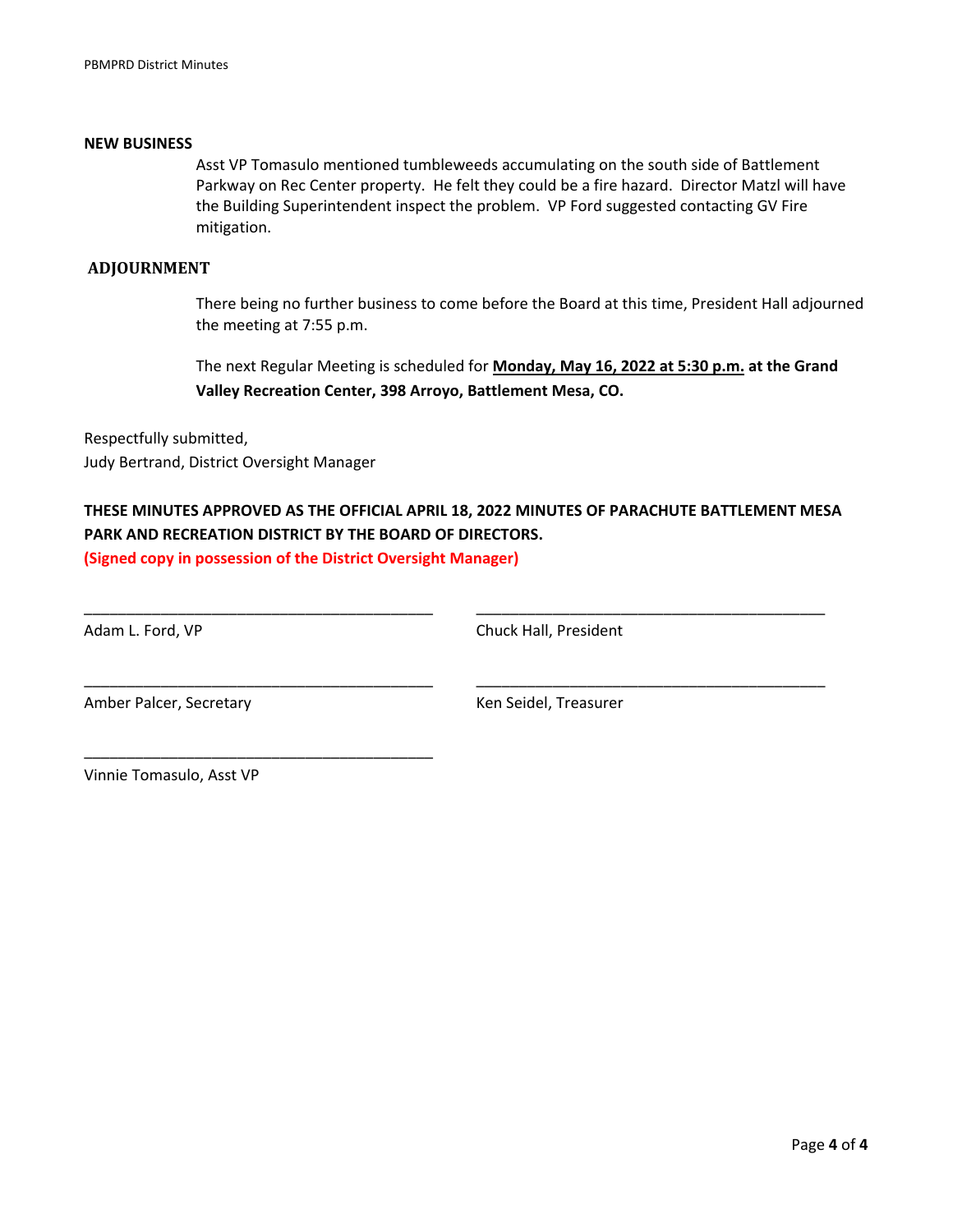**NEW BUSINESS**

Asst VP Tomasulo mentioned tumbleweeds accumulating on the south side of Battlement Parkway on Rec Center property. He felt they could be a fire hazard. Director Matzl will have the Building Superintendent inspect the problem. VP Ford suggested contacting GV Fire mitigation.

**ADJOURNMENT**

There being no further business to come before the Board at this time, President Hall adjourned the meeting at 7:55 p.m.

The next Regular Meeting is scheduled for **Monday, May 16, 2022 at 5:30 p.m.** **at the Grand Valley Recreation Center, 398 Arroyo, Battlement Mesa, CO.**

Respectfully submitted,
Judy Bertrand, District Oversight Manager

**THESE MINUTES APPROVED AS THE OFFICIAL APRIL 18, 2022 MINUTES OF PARACHUTE BATTLEMENT MESA PARK AND RECREATION DISTRICT BY THE BOARD OF DIRECTORS.**
**(Signed copy in possession of the District Oversight Manager)**

\_\_\_\_\_\_\_\_\_\_\_\_\_\_\_\_\_\_\_\_\_\_\_\_\_\_\_\_\_\_\_\_\_\_\_\_\_\_\_\_
Adam L. Ford, VP

\_\_\_\_\_\_\_\_\_\_\_\_\_\_\_\_\_\_\_\_\_\_\_\_\_\_\_\_\_\_\_\_\_\_\_\_\_\_\_\_
Chuck Hall, President

\_\_\_\_\_\_\_\_\_\_\_\_\_\_\_\_\_\_\_\_\_\_\_\_\_\_\_\_\_\_\_\_\_\_\_\_\_\_\_\_
Amber Palcer, Secretary

\_\_\_\_\_\_\_\_\_\_\_\_\_\_\_\_\_\_\_\_\_\_\_\_\_\_\_\_\_\_\_\_\_\_\_\_\_\_\_\_
Ken Seidel, Treasurer

\_\_\_\_\_\_\_\_\_\_\_\_\_\_\_\_\_\_\_\_\_\_\_\_\_\_\_\_\_\_\_\_\_\_\_\_\_\_\_\_
Vinnie Tomasulo, Asst VP